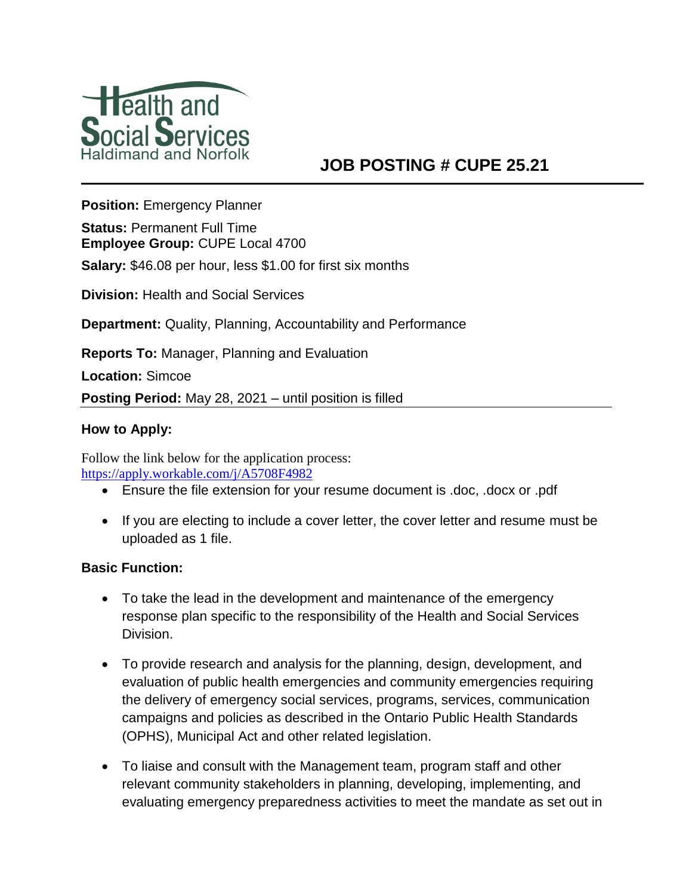Health and Social Services
Haldimand and Norfolk

# JOB POSTING # CUPE 25.21

**Position:** Emergency Planner

**Status:** Permanent Full Time
**Employee Group:** CUPE Local 4700

**Salary:** $46.08 per hour, less $1.00 for first six months

**Division:** Health and Social Services

**Department:** Quality, Planning, Accountability and Performance

**Reports To:** Manager, Planning and Evaluation

**Location:** Simcoe

**Posting Period:** May 28, 2021 – until position is filled

---

### How to Apply:

Follow the link below for the application process:
https://apply.workable.com/j/A5708F4982

- Ensure the file extension for your resume document is .doc, .docx or .pdf
- If you are electing to include a cover letter, the cover letter and resume must be uploaded as 1 file.

### Basic Function:

- To take the lead in the development and maintenance of the emergency response plan specific to the responsibility of the Health and Social Services Division.
- To provide research and analysis for the planning, design, development, and evaluation of public health emergencies and community emergencies requiring the delivery of emergency social services, programs, services, communication campaigns and policies as described in the Ontario Public Health Standards (OPHS), Municipal Act and other related legislation.
- To liaise and consult with the Management team, program staff and other relevant community stakeholders in planning, developing, implementing, and evaluating emergency preparedness activities to meet the mandate as set out in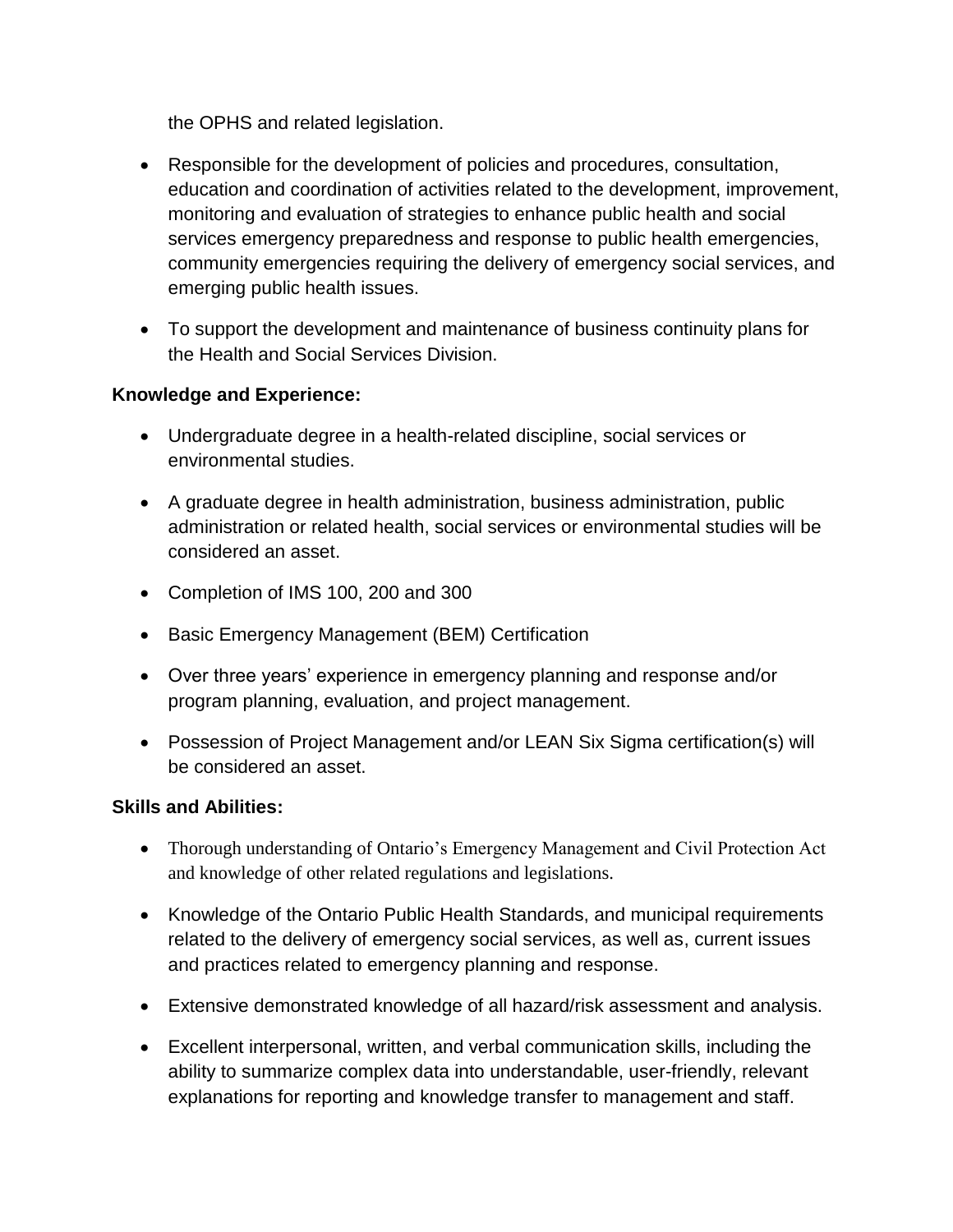the OPHS and related legislation.

- Responsible for the development of policies and procedures, consultation, education and coordination of activities related to the development, improvement, monitoring and evaluation of strategies to enhance public health and social services emergency preparedness and response to public health emergencies, community emergencies requiring the delivery of emergency social services, and emerging public health issues.
- To support the development and maintenance of business continuity plans for the Health and Social Services Division.

**Knowledge and Experience:**

- Undergraduate degree in a health-related discipline, social services or environmental studies.
- A graduate degree in health administration, business administration, public administration or related health, social services or environmental studies will be considered an asset.
- Completion of IMS 100, 200 and 300
- Basic Emergency Management (BEM) Certification
- Over three years' experience in emergency planning and response and/or program planning, evaluation, and project management.
- Possession of Project Management and/or LEAN Six Sigma certification(s) will be considered an asset.

**Skills and Abilities:**

- Thorough understanding of Ontario's Emergency Management and Civil Protection Act and knowledge of other related regulations and legislations.
- Knowledge of the Ontario Public Health Standards, and municipal requirements related to the delivery of emergency social services, as well as, current issues and practices related to emergency planning and response.
- Extensive demonstrated knowledge of all hazard/risk assessment and analysis.
- Excellent interpersonal, written, and verbal communication skills, including the ability to summarize complex data into understandable, user-friendly, relevant explanations for reporting and knowledge transfer to management and staff.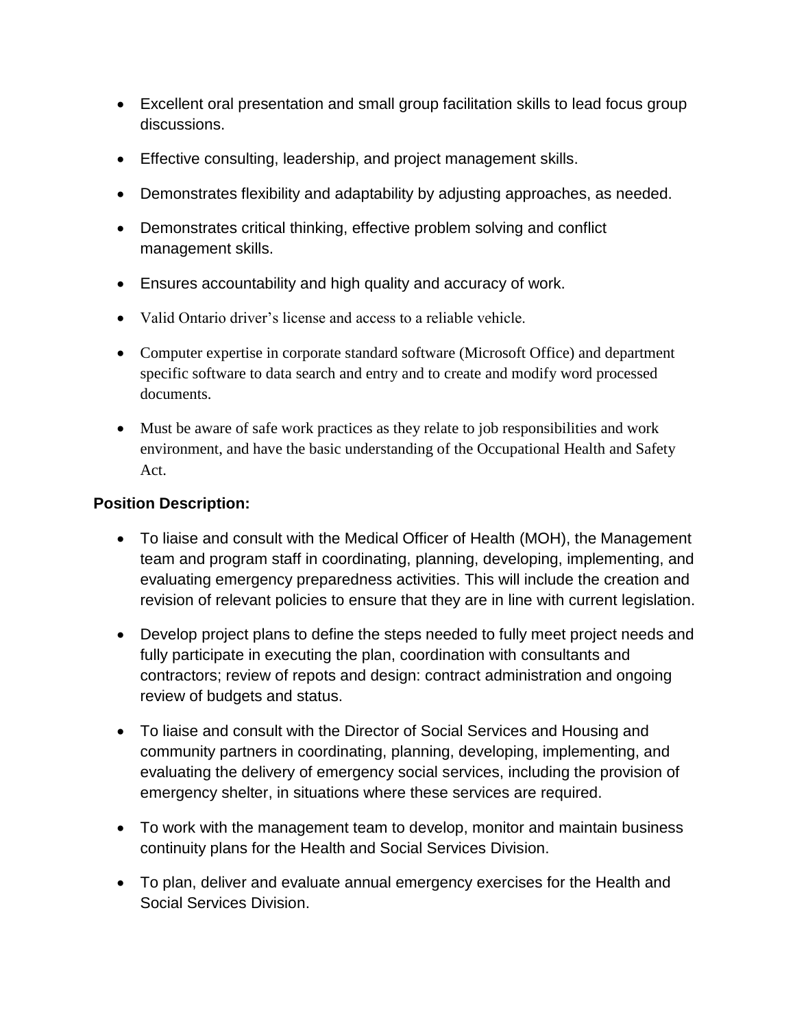- Excellent oral presentation and small group facilitation skills to lead focus group discussions.
- Effective consulting, leadership, and project management skills.
- Demonstrates flexibility and adaptability by adjusting approaches, as needed.
- Demonstrates critical thinking, effective problem solving and conflict management skills.
- Ensures accountability and high quality and accuracy of work.
- Valid Ontario driver's license and access to a reliable vehicle.
- Computer expertise in corporate standard software (Microsoft Office) and department specific software to data search and entry and to create and modify word processed documents.
- Must be aware of safe work practices as they relate to job responsibilities and work environment, and have the basic understanding of the Occupational Health and Safety Act.

**Position Description:**

- To liaise and consult with the Medical Officer of Health (MOH), the Management team and program staff in coordinating, planning, developing, implementing, and evaluating emergency preparedness activities. This will include the creation and revision of relevant policies to ensure that they are in line with current legislation.
- Develop project plans to define the steps needed to fully meet project needs and fully participate in executing the plan, coordination with consultants and contractors; review of repots and design: contract administration and ongoing review of budgets and status.
- To liaise and consult with the Director of Social Services and Housing and community partners in coordinating, planning, developing, implementing, and evaluating the delivery of emergency social services, including the provision of emergency shelter, in situations where these services are required.
- To work with the management team to develop, monitor and maintain business continuity plans for the Health and Social Services Division.
- To plan, deliver and evaluate annual emergency exercises for the Health and Social Services Division.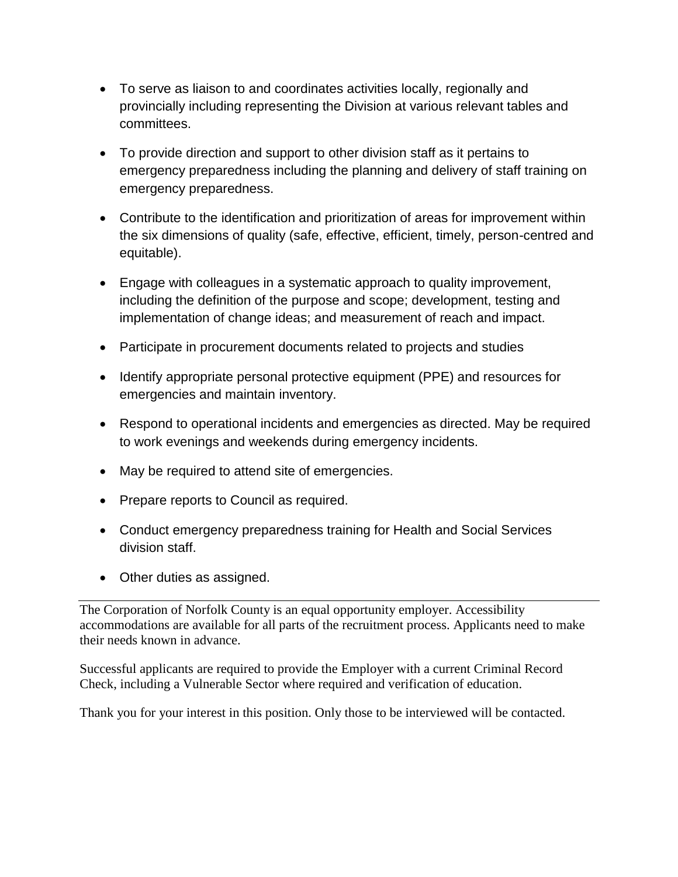- To serve as liaison to and coordinates activities locally, regionally and provincially including representing the Division at various relevant tables and committees.
- To provide direction and support to other division staff as it pertains to emergency preparedness including the planning and delivery of staff training on emergency preparedness.
- Contribute to the identification and prioritization of areas for improvement within the six dimensions of quality (safe, effective, efficient, timely, person-centred and equitable).
- Engage with colleagues in a systematic approach to quality improvement, including the definition of the purpose and scope; development, testing and implementation of change ideas; and measurement of reach and impact.
- Participate in procurement documents related to projects and studies
- Identify appropriate personal protective equipment (PPE) and resources for emergencies and maintain inventory.
- Respond to operational incidents and emergencies as directed. May be required to work evenings and weekends during emergency incidents.
- May be required to attend site of emergencies.
- Prepare reports to Council as required.
- Conduct emergency preparedness training for Health and Social Services division staff.
- Other duties as assigned.

---

The Corporation of Norfolk County is an equal opportunity employer. Accessibility accommodations are available for all parts of the recruitment process. Applicants need to make their needs known in advance.

Successful applicants are required to provide the Employer with a current Criminal Record Check, including a Vulnerable Sector where required and verification of education.

Thank you for your interest in this position. Only those to be interviewed will be contacted.